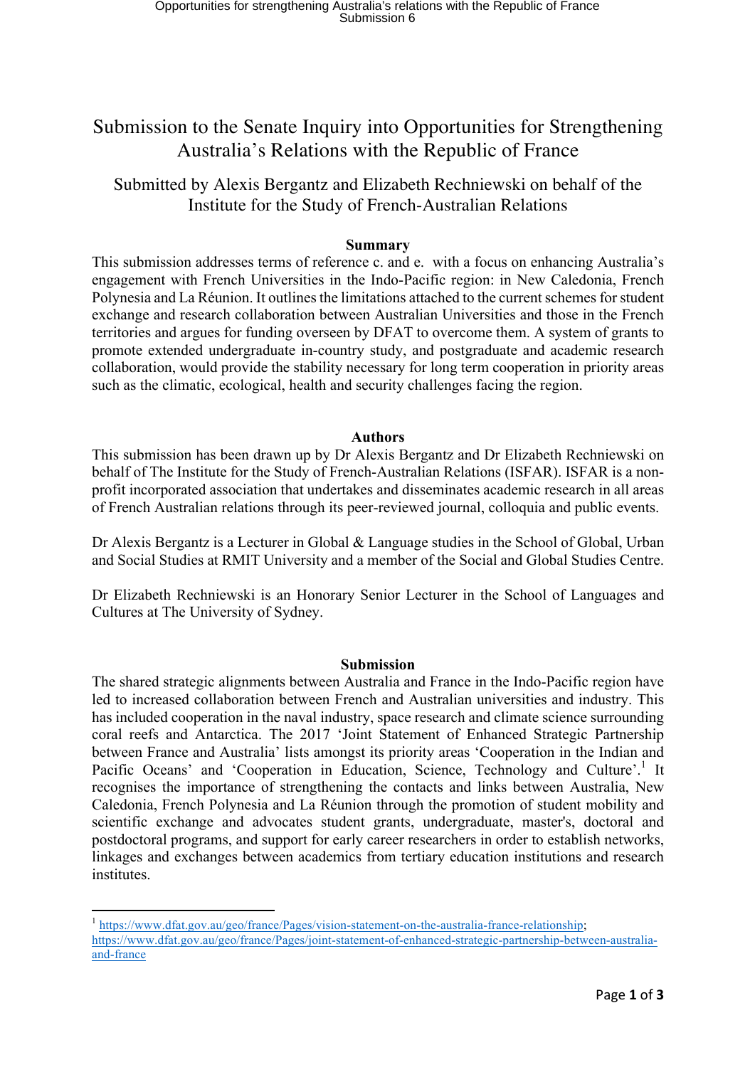# Submission to the Senate Inquiry into Opportunities for Strengthening Australia's Relations with the Republic of France

## Submitted by Alexis Bergantz and Elizabeth Rechniewski on behalf of the Institute for the Study of French-Australian Relations

### Summary

This submission addresses terms of reference c. and e. with a focus on enhancing Australia's engagement with French Universities in the Indo-Pacific region: in New Caledonia, French Polynesia and La Réunion. It outlines the limitations attached to the current schemes for student exchange and research collaboration between Australian Universities and those in the French territories and argues for funding overseen by DFAT to overcome them. A system of grants to promote extended undergraduate in-country study, and postgraduate and academic research collaboration, would provide the stability necessary for long term cooperation in priority areas such as the climatic, ecological, health and security challenges facing the region.

### Authors

This submission has been drawn up by Dr Alexis Bergantz and Dr Elizabeth Rechniewski on behalf of The Institute for the Study of French-Australian Relations (ISFAR). ISFAR is a non-profit incorporated association that undertakes and disseminates academic research in all areas of French Australian relations through its peer-reviewed journal, colloquia and public events.

Dr Alexis Bergantz is a Lecturer in Global & Language studies in the School of Global, Urban and Social Studies at RMIT University and a member of the Social and Global Studies Centre.

Dr Elizabeth Rechniewski is an Honorary Senior Lecturer in the School of Languages and Cultures at The University of Sydney.

### Submission

The shared strategic alignments between Australia and France in the Indo-Pacific region have led to increased collaboration between French and Australian universities and industry. This has included cooperation in the naval industry, space research and climate science surrounding coral reefs and Antarctica. The 2017 'Joint Statement of Enhanced Strategic Partnership between France and Australia' lists amongst its priority areas 'Cooperation in the Indian and Pacific Oceans' and 'Cooperation in Education, Science, Technology and Culture'.[1] It recognises the importance of strengthening the contacts and links between Australia, New Caledonia, French Polynesia and La Réunion through the promotion of student mobility and scientific exchange and advocates student grants, undergraduate, master's, doctoral and postdoctoral programs, and support for early career researchers in order to establish networks, linkages and exchanges between academics from tertiary education institutions and research institutes.

---

[1] https://www.dfat.gov.au/geo/france/Pages/vision-statement-on-the-australia-france-relationship; https://www.dfat.gov.au/geo/france/Pages/joint-statement-of-enhanced-strategic-partnership-between-australia-and-france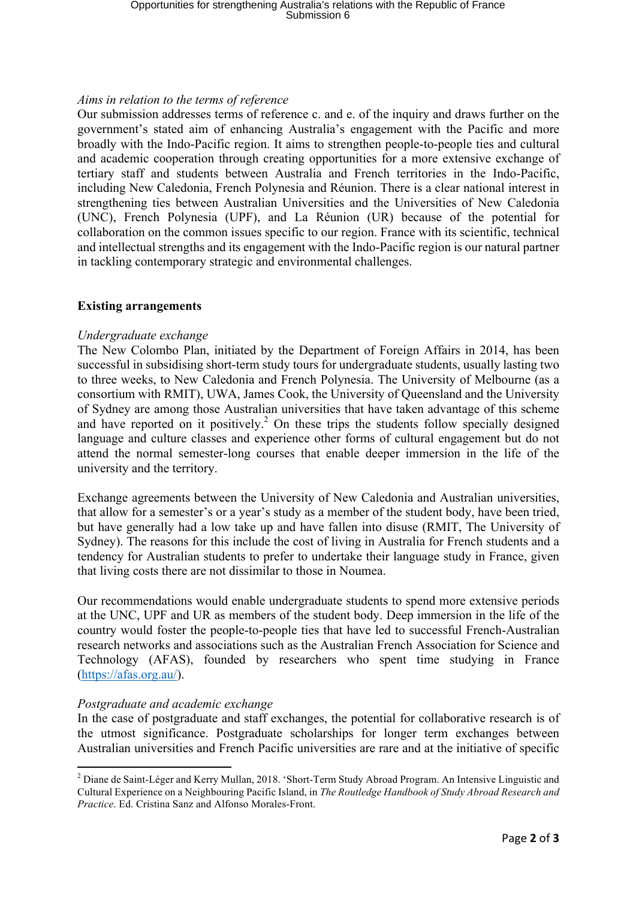*Aims in relation to the terms of reference*

Our submission addresses terms of reference c. and e. of the inquiry and draws further on the government's stated aim of enhancing Australia's engagement with the Pacific and more broadly with the Indo-Pacific region. It aims to strengthen people-to-people ties and cultural and academic cooperation through creating opportunities for a more extensive exchange of tertiary staff and students between Australia and French territories in the Indo-Pacific, including New Caledonia, French Polynesia and Réunion. There is a clear national interest in strengthening ties between Australian Universities and the Universities of New Caledonia (UNC), French Polynesia (UPF), and La Réunion (UR) because of the potential for collaboration on the common issues specific to our region. France with its scientific, technical and intellectual strengths and its engagement with the Indo-Pacific region is our natural partner in tackling contemporary strategic and environmental challenges.

## Existing arrangements

*Undergraduate exchange*

The New Colombo Plan, initiated by the Department of Foreign Affairs in 2014, has been successful in subsidising short-term study tours for undergraduate students, usually lasting two to three weeks, to New Caledonia and French Polynesia. The University of Melbourne (as a consortium with RMIT), UWA, James Cook, the University of Queensland and the University of Sydney are among those Australian universities that have taken advantage of this scheme and have reported on it positively.[2] On these trips the students follow specially designed language and culture classes and experience other forms of cultural engagement but do not attend the normal semester-long courses that enable deeper immersion in the life of the university and the territory.

Exchange agreements between the University of New Caledonia and Australian universities, that allow for a semester's or a year's study as a member of the student body, have been tried, but have generally had a low take up and have fallen into disuse (RMIT, The University of Sydney). The reasons for this include the cost of living in Australia for French students and a tendency for Australian students to prefer to undertake their language study in France, given that living costs there are not dissimilar to those in Noumea.

Our recommendations would enable undergraduate students to spend more extensive periods at the UNC, UPF and UR as members of the student body. Deep immersion in the life of the country would foster the people-to-people ties that have led to successful French-Australian research networks and associations such as the Australian French Association for Science and Technology (AFAS), founded by researchers who spent time studying in France (https://afas.org.au/).

*Postgraduate and academic exchange*

In the case of postgraduate and staff exchanges, the potential for collaborative research is of the utmost significance. Postgraduate scholarships for longer term exchanges between Australian universities and French Pacific universities are rare and at the initiative of specific

---

[2] Diane de Saint-Léger and Kerry Mullan, 2018. 'Short-Term Study Abroad Program. An Intensive Linguistic and Cultural Experience on a Neighbouring Pacific Island, in *The Routledge Handbook of Study Abroad Research and Practice*. Ed. Cristina Sanz and Alfonso Morales-Front.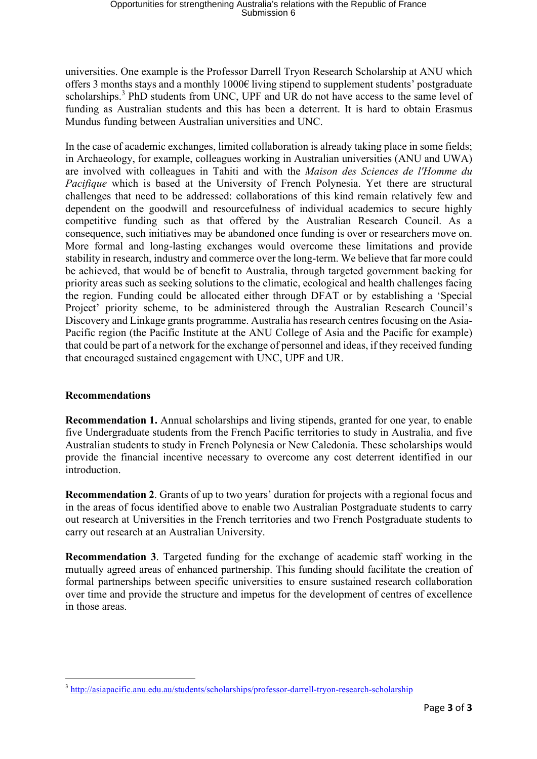universities. One example is the Professor Darrell Tryon Research Scholarship at ANU which offers 3 months stays and a monthly 1000€ living stipend to supplement students' postgraduate scholarships.[3] PhD students from UNC, UPF and UR do not have access to the same level of funding as Australian students and this has been a deterrent. It is hard to obtain Erasmus Mundus funding between Australian universities and UNC.

In the case of academic exchanges, limited collaboration is already taking place in some fields; in Archaeology, for example, colleagues working in Australian universities (ANU and UWA) are involved with colleagues in Tahiti and with the *Maison des Sciences de l'Homme du Pacifique* which is based at the University of French Polynesia. Yet there are structural challenges that need to be addressed: collaborations of this kind remain relatively few and dependent on the goodwill and resourcefulness of individual academics to secure highly competitive funding such as that offered by the Australian Research Council. As a consequence, such initiatives may be abandoned once funding is over or researchers move on. More formal and long-lasting exchanges would overcome these limitations and provide stability in research, industry and commerce over the long-term. We believe that far more could be achieved, that would be of benefit to Australia, through targeted government backing for priority areas such as seeking solutions to the climatic, ecological and health challenges facing the region. Funding could be allocated either through DFAT or by establishing a 'Special Project' priority scheme, to be administered through the Australian Research Council's Discovery and Linkage grants programme. Australia has research centres focusing on the Asia-Pacific region (the Pacific Institute at the ANU College of Asia and the Pacific for example) that could be part of a network for the exchange of personnel and ideas, if they received funding that encouraged sustained engagement with UNC, UPF and UR.

## Recommendations

**Recommendation 1.** Annual scholarships and living stipends, granted for one year, to enable five Undergraduate students from the French Pacific territories to study in Australia, and five Australian students to study in French Polynesia or New Caledonia. These scholarships would provide the financial incentive necessary to overcome any cost deterrent identified in our introduction.

**Recommendation 2**. Grants of up to two years' duration for projects with a regional focus and in the areas of focus identified above to enable two Australian Postgraduate students to carry out research at Universities in the French territories and two French Postgraduate students to carry out research at an Australian University.

**Recommendation 3**. Targeted funding for the exchange of academic staff working in the mutually agreed areas of enhanced partnership. This funding should facilitate the creation of formal partnerships between specific universities to ensure sustained research collaboration over time and provide the structure and impetus for the development of centres of excellence in those areas.

---

[3] http://asiapacific.anu.edu.au/students/scholarships/professor-darrell-tryon-research-scholarship